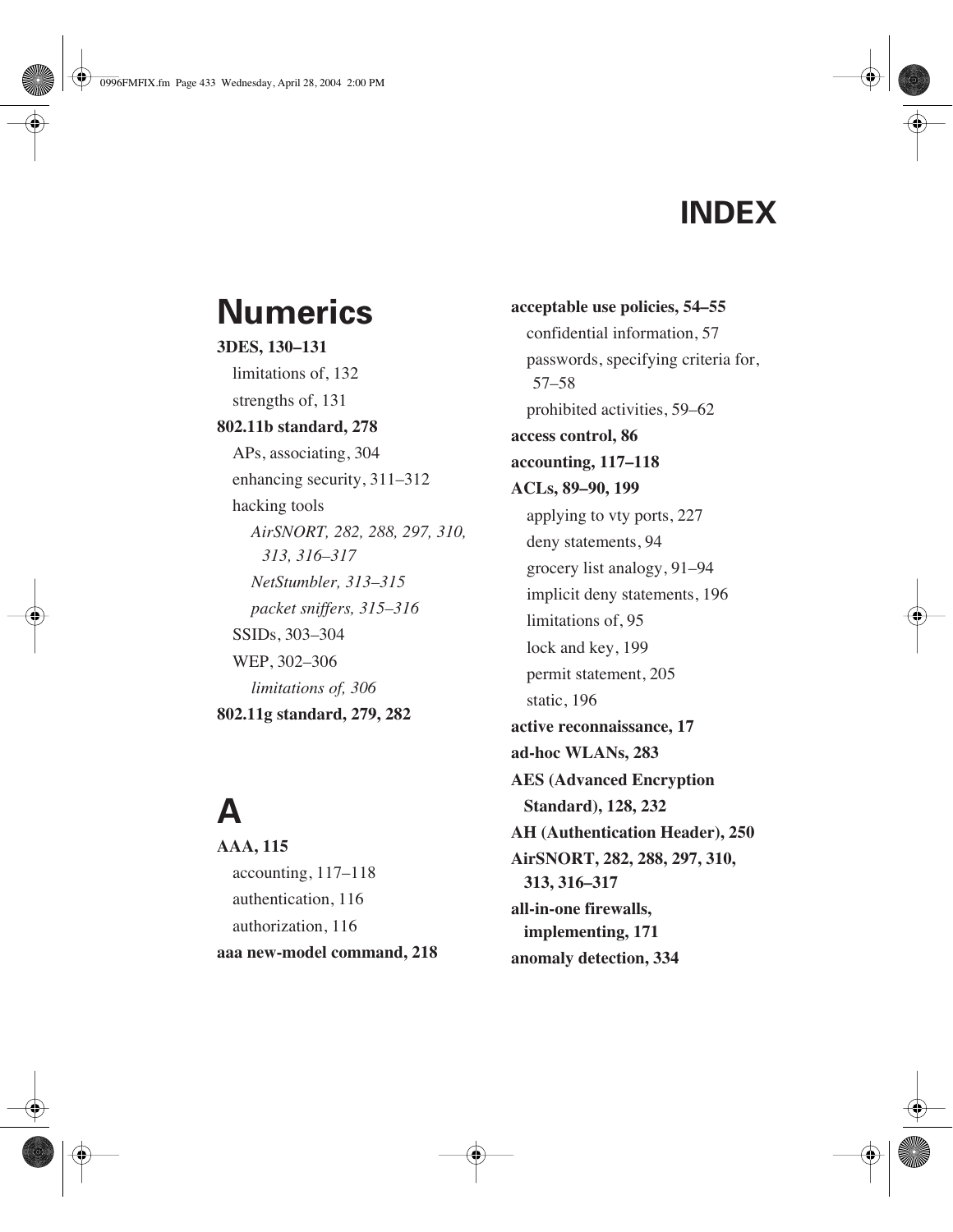# INDEX

## Numerics

**3DES, 130–131**
- limitations of, 132
- strengths of, 131

**802.11b standard, 278**
- APs, associating, 304
- enhancing security, 311–312
- hacking tools
  - *AirSNORT, 282, 288, 297, 310, 313, 316–317*
  - *NetStumbler, 313–315*
  - *packet sniffers, 315–316*
- SSIDs, 303–304
- WEP, 302–306
  - *limitations of, 306*

**802.11g standard, 279, 282**

## A

**AAA, 115**
- accounting, 117–118
- authentication, 116
- authorization, 116

**aaa new-model command, 218**

**acceptable use policies, 54–55**
- confidential information, 57
- passwords, specifying criteria for, 57–58
- prohibited activities, 59–62

**access control, 86**

**accounting, 117–118**

**ACLs, 89–90, 199**
- applying to vty ports, 227
- deny statements, 94
- grocery list analogy, 91–94
- implicit deny statements, 196
- limitations of, 95
- lock and key, 199
- permit statement, 205
- static, 196

**active reconnaissance, 17**

**ad-hoc WLANs, 283**

**AES (Advanced Encryption Standard), 128, 232**

**AH (Authentication Header), 250**

**AirSNORT, 282, 288, 297, 310, 313, 316–317**

**all-in-one firewalls, implementing, 171**

**anomaly detection, 334**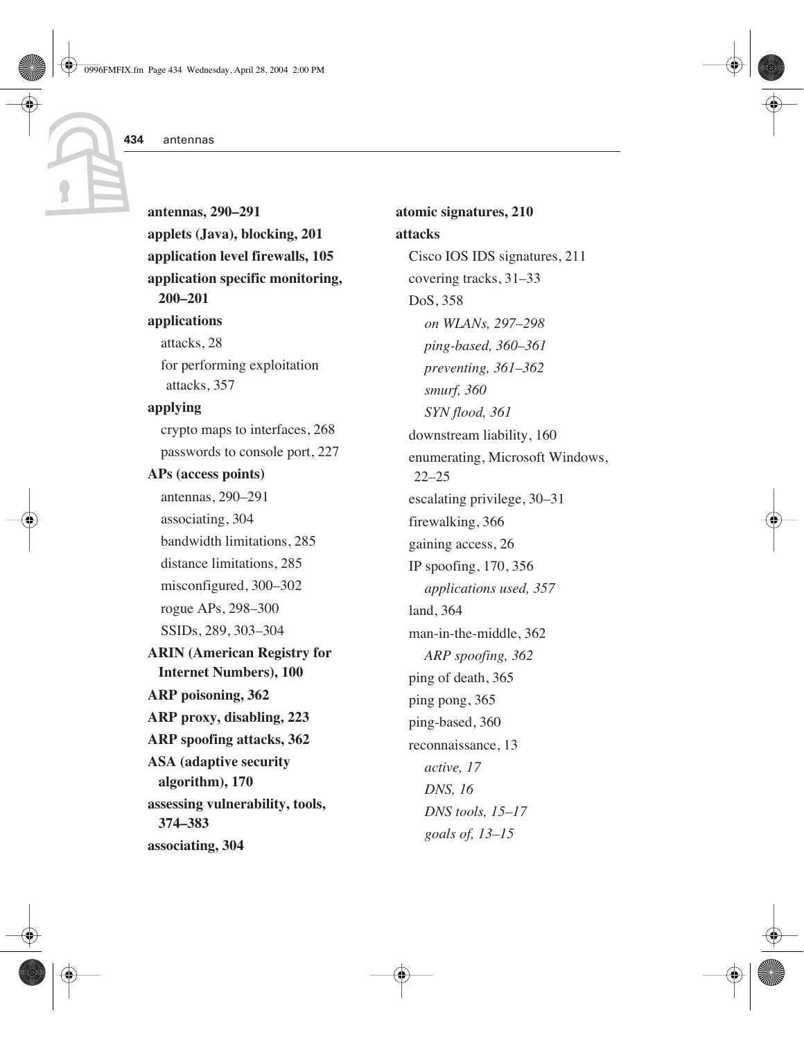**antennas, 290–291**

**applets (Java), blocking, 201**

**application level firewalls, 105**

**application specific monitoring, 200–201**

**applications**

- attacks, 28
- for performing exploitation attacks, 357

**applying**

- crypto maps to interfaces, 268
- passwords to console port, 227

**APs (access points)**

- antennas, 290–291
- associating, 304
- bandwidth limitations, 285
- distance limitations, 285
- misconfigured, 300–302
- rogue APs, 298–300
- SSIDs, 289, 303–304

**ARIN (American Registry for Internet Numbers), 100**

**ARP poisoning, 362**

**ARP proxy, disabling, 223**

**ARP spoofing attacks, 362**

**ASA (adaptive security algorithm), 170**

**assessing vulnerability, tools, 374–383**

**associating, 304**

**atomic signatures, 210**

**attacks**

- Cisco IOS IDS signatures, 211
- covering tracks, 31–33
- DoS, 358
  - *on WLANs, 297–298*
  - *ping-based, 360–361*
  - *preventing, 361–362*
  - *smurf, 360*
  - *SYN flood, 361*
- downstream liability, 160
- enumerating, Microsoft Windows, 22–25
- escalating privilege, 30–31
- firewalking, 366
- gaining access, 26
- IP spoofing, 170, 356
  - *applications used, 357*
- land, 364
- man-in-the-middle, 362
  - *ARP spoofing, 362*
- ping of death, 365
- ping pong, 365
- ping-based, 360
- reconnaissance, 13
  - *active, 17*
  - *DNS, 16*
  - *DNS tools, 15–17*
  - *goals of, 13–15*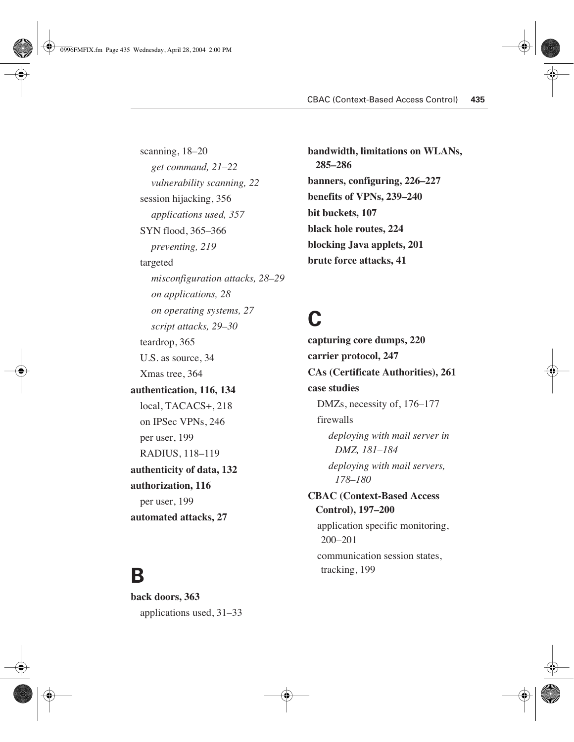scanning, 18–20

*get command, 21–22*

*vulnerability scanning, 22*

session hijacking, 356

*applications used, 357*

SYN flood, 365–366

*preventing, 219*

targeted

*misconfiguration attacks, 28–29*

*on applications, 28*

*on operating systems, 27*

*script attacks, 29–30*

teardrop, 365

U.S. as source, 34

Xmas tree, 364

**authentication, 116, 134**

local, TACACS+, 218

on IPSec VPNs, 246

per user, 199

RADIUS, 118–119

**authenticity of data, 132**

**authorization, 116**

per user, 199

**automated attacks, 27**

# B

**back doors, 363**

applications used, 31–33

**bandwidth, limitations on WLANs, 285–286**

**banners, configuring, 226–227**

**benefits of VPNs, 239–240**

**bit buckets, 107**

**black hole routes, 224**

**blocking Java applets, 201**

**brute force attacks, 41**

# C

**capturing core dumps, 220**

**carrier protocol, 247**

**CAs (Certificate Authorities), 261**

**case studies**

DMZs, necessity of, 176–177

firewalls

*deploying with mail server in DMZ, 181–184*

*deploying with mail servers, 178–180*

**CBAC (Context-Based Access Control), 197–200**

application specific monitoring, 200–201

communication session states, tracking, 199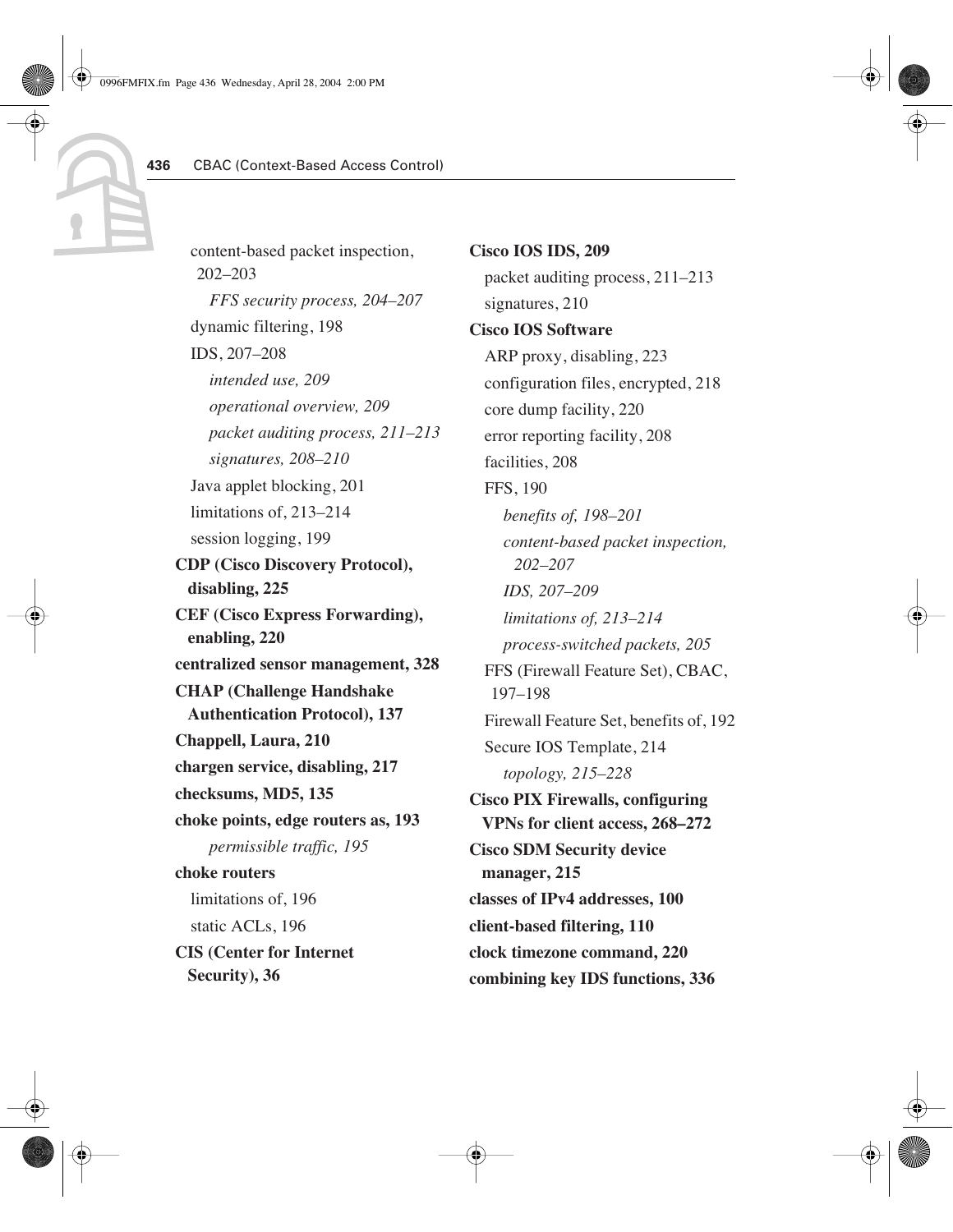content-based packet inspection, 202–203

*FFS security process, 204–207*

dynamic filtering, 198

IDS, 207–208

*intended use, 209*

*operational overview, 209*

*packet auditing process, 211–213*

*signatures, 208–210*

Java applet blocking, 201

limitations of, 213–214

session logging, 199

**CDP (Cisco Discovery Protocol), disabling, 225**

**CEF (Cisco Express Forwarding), enabling, 220**

**centralized sensor management, 328**

**CHAP (Challenge Handshake Authentication Protocol), 137**

**Chappell, Laura, 210**

**chargen service, disabling, 217**

**checksums, MD5, 135**

**choke points, edge routers as, 193**

*permissible traffic, 195*

**choke routers**

limitations of, 196

static ACLs, 196

**CIS (Center for Internet Security), 36**

**Cisco IOS IDS, 209**

packet auditing process, 211–213

signatures, 210

**Cisco IOS Software**

ARP proxy, disabling, 223

configuration files, encrypted, 218

core dump facility, 220

error reporting facility, 208

facilities, 208

FFS, 190

*benefits of, 198–201*

*content-based packet inspection, 202–207*

*IDS, 207–209*

*limitations of, 213–214*

*process-switched packets, 205*

FFS (Firewall Feature Set), CBAC, 197–198

Firewall Feature Set, benefits of, 192

Secure IOS Template, 214

*topology, 215–228*

**Cisco PIX Firewalls, configuring VPNs for client access, 268–272**

**Cisco SDM Security device manager, 215**

**classes of IPv4 addresses, 100**

**client-based filtering, 110**

**clock timezone command, 220**

**combining key IDS functions, 336**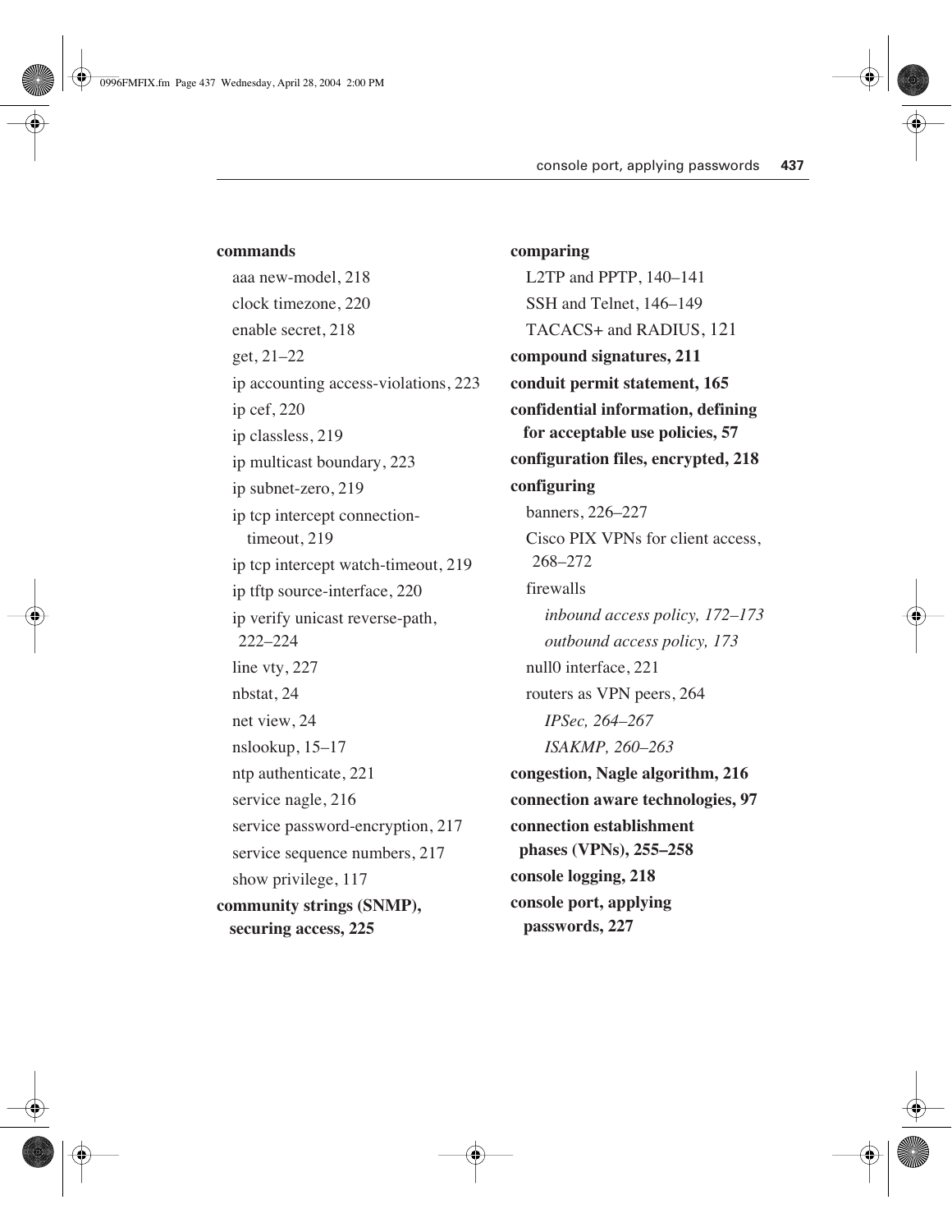**commands**

aaa new-model, 218

clock timezone, 220

enable secret, 218

get, 21–22

ip accounting access-violations, 223

ip cef, 220

ip classless, 219

ip multicast boundary, 223

ip subnet-zero, 219

ip tcp intercept connection-timeout, 219

ip tcp intercept watch-timeout, 219

ip tftp source-interface, 220

ip verify unicast reverse-path, 222–224

line vty, 227

nbstat, 24

net view, 24

nslookup, 15–17

ntp authenticate, 221

service nagle, 216

service password-encryption, 217

service sequence numbers, 217

show privilege, 117

**community strings (SNMP), securing access, 225**

**comparing**

L2TP and PPTP, 140–141

SSH and Telnet, 146–149

TACACS+ and RADIUS, 121

**compound signatures, 211**

**conduit permit statement, 165**

**confidential information, defining for acceptable use policies, 57**

**configuration files, encrypted, 218**

**configuring**

banners, 226–227

Cisco PIX VPNs for client access, 268–272

firewalls

*inbound access policy, 172–173*

*outbound access policy, 173*

null0 interface, 221

routers as VPN peers, 264

*IPSec, 264–267*

*ISAKMP, 260–263*

**congestion, Nagle algorithm, 216**

**connection aware technologies, 97**

**connection establishment phases (VPNs), 255–258**

**console logging, 218**

**console port, applying passwords, 227**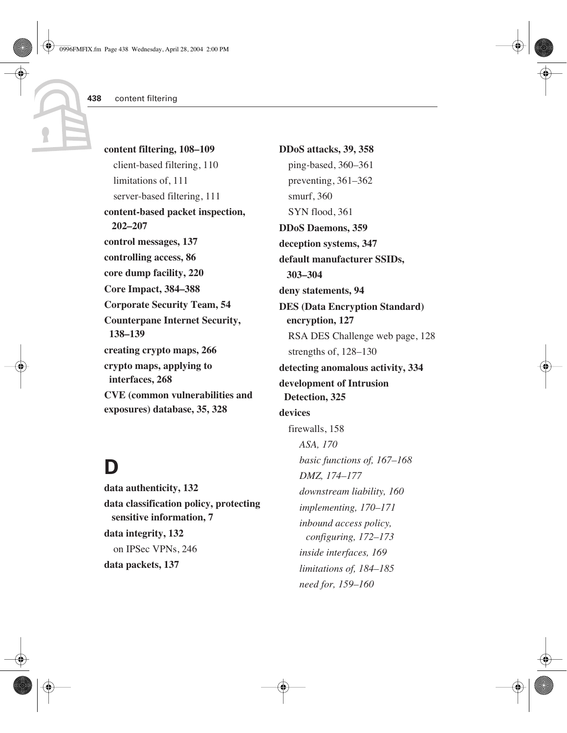**content filtering, 108–109**

- client-based filtering, 110
- limitations of, 111
- server-based filtering, 111

**content-based packet inspection, 202–207**

**control messages, 137**

**controlling access, 86**

**core dump facility, 220**

**Core Impact, 384–388**

**Corporate Security Team, 54**

**Counterpane Internet Security, 138–139**

**creating crypto maps, 266**

**crypto maps, applying to interfaces, 268**

**CVE (common vulnerabilities and exposures) database, 35, 328**

# D

**data authenticity, 132**

**data classification policy, protecting sensitive information, 7**

**data integrity, 132**

- on IPSec VPNs, 246

**data packets, 137**

**DDoS attacks, 39, 358**

- ping-based, 360–361
- preventing, 361–362
- smurf, 360
- SYN flood, 361

**DDoS Daemons, 359**

**deception systems, 347**

**default manufacturer SSIDs, 303–304**

**deny statements, 94**

**DES (Data Encryption Standard) encryption, 127**

- RSA DES Challenge web page, 128
- strengths of, 128–130

**detecting anomalous activity, 334**

**development of Intrusion Detection, 325**

**devices**

- firewalls, 158
  - *ASA, 170*
  - *basic functions of, 167–168*
  - *DMZ, 174–177*
  - *downstream liability, 160*
  - *implementing, 170–171*
  - *inbound access policy, configuring, 172–173*
  - *inside interfaces, 169*
  - *limitations of, 184–185*
  - *need for, 159–160*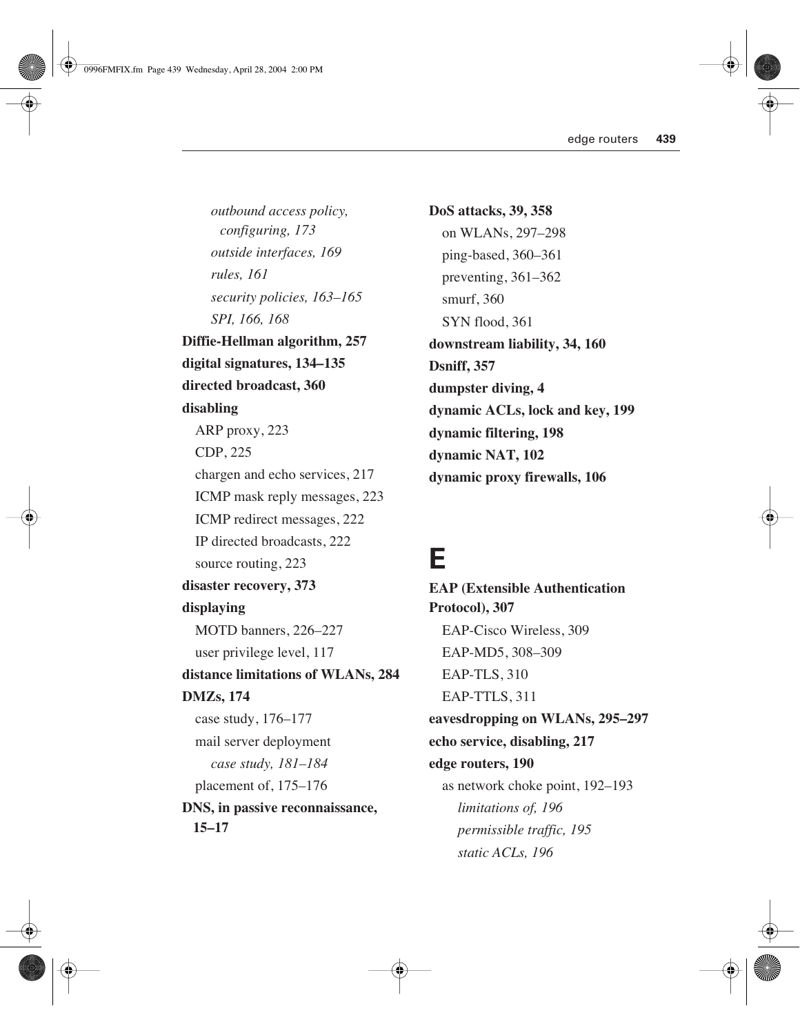*outbound access policy, configuring, 173*

*outside interfaces, 169*

*rules, 161*

*security policies, 163–165*

*SPI, 166, 168*

**Diffie-Hellman algorithm, 257**

**digital signatures, 134–135**

**directed broadcast, 360**

**disabling**

ARP proxy, 223

CDP, 225

chargen and echo services, 217

ICMP mask reply messages, 223

ICMP redirect messages, 222

IP directed broadcasts, 222

source routing, 223

**disaster recovery, 373**

**displaying**

MOTD banners, 226–227

user privilege level, 117

**distance limitations of WLANs, 284**

**DMZs, 174**

case study, 176–177

mail server deployment

*case study, 181–184*

placement of, 175–176

**DNS, in passive reconnaissance, 15–17**

**DoS attacks, 39, 358**

on WLANs, 297–298

ping-based, 360–361

preventing, 361–362

smurf, 360

SYN flood, 361

**downstream liability, 34, 160**

**Dsniff, 357**

**dumpster diving, 4**

**dynamic ACLs, lock and key, 199**

**dynamic filtering, 198**

**dynamic NAT, 102**

**dynamic proxy firewalls, 106**

# E

**EAP (Extensible Authentication Protocol), 307**

EAP-Cisco Wireless, 309

EAP-MD5, 308–309

EAP-TLS, 310

EAP-TTLS, 311

**eavesdropping on WLANs, 295–297**

**echo service, disabling, 217**

**edge routers, 190**

as network choke point, 192–193

*limitations of, 196*

*permissible traffic, 195*

*static ACLs, 196*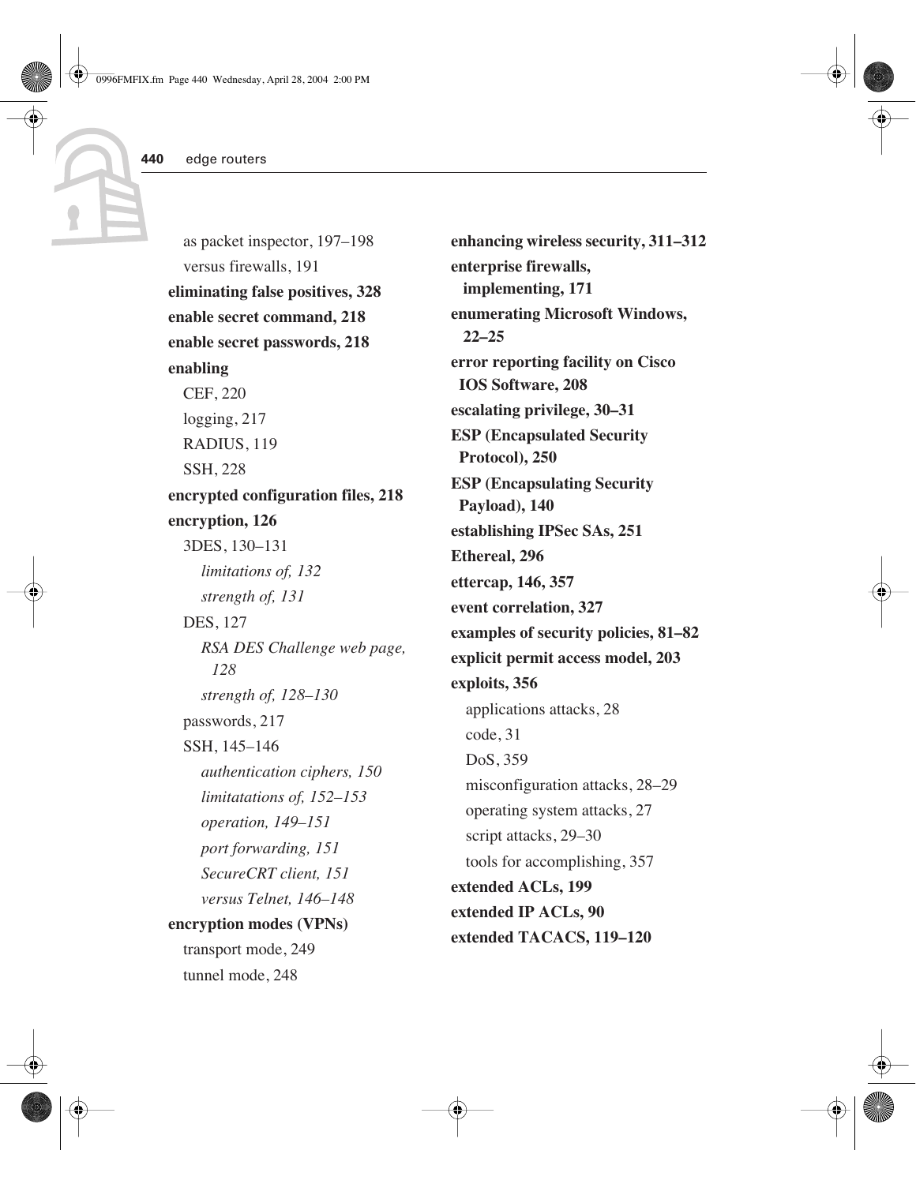as packet inspector, 197–198

versus firewalls, 191

**eliminating false positives, 328**

**enable secret command, 218**

**enable secret passwords, 218**

**enabling**

CEF, 220

logging, 217

RADIUS, 119

SSH, 228

**encrypted configuration files, 218**

**encryption, 126**

3DES, 130–131

*limitations of, 132*

*strength of, 131*

DES, 127

*RSA DES Challenge web page, 128*

*strength of, 128–130*

passwords, 217

SSH, 145–146

*authentication ciphers, 150*

*limitatations of, 152–153*

*operation, 149–151*

*port forwarding, 151*

*SecureCRT client, 151*

*versus Telnet, 146–148*

**encryption modes (VPNs)**

transport mode, 249

tunnel mode, 248

**enhancing wireless security, 311–312**

**enterprise firewalls, implementing, 171**

**enumerating Microsoft Windows, 22–25**

**error reporting facility on Cisco IOS Software, 208**

**escalating privilege, 30–31**

**ESP (Encapsulated Security Protocol), 250**

**ESP (Encapsulating Security Payload), 140**

**establishing IPSec SAs, 251**

**Ethereal, 296**

**ettercap, 146, 357**

**event correlation, 327**

**examples of security policies, 81–82**

**explicit permit access model, 203**

**exploits, 356**

applications attacks, 28

code, 31

DoS, 359

misconfiguration attacks, 28–29

operating system attacks, 27

script attacks, 29–30

tools for accomplishing, 357

**extended ACLs, 199**

**extended IP ACLs, 90**

**extended TACACS, 119–120**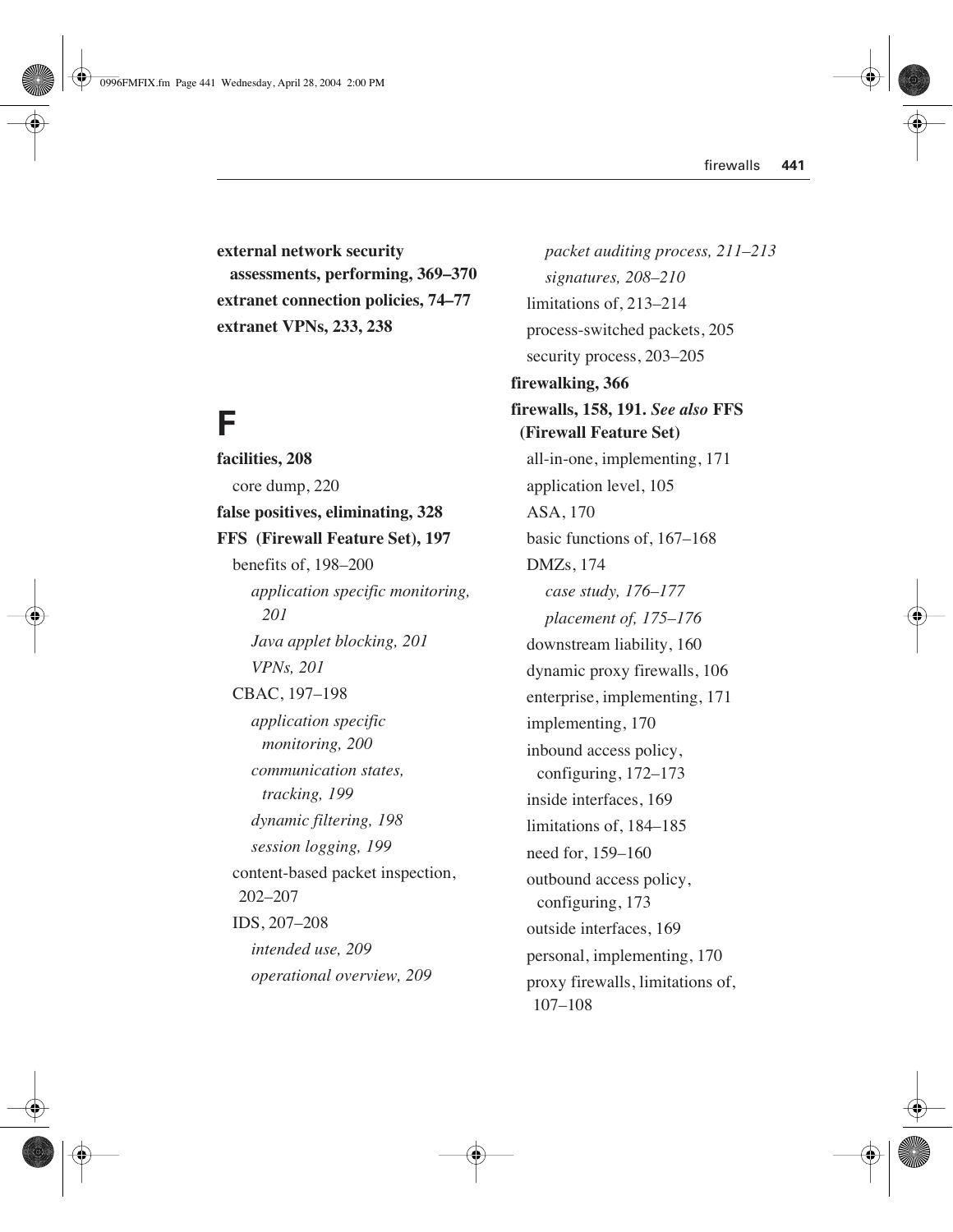**external network security assessments, performing, 369–370**
**extranet connection policies, 74–77**
**extranet VPNs, 233, 238**

# F

**facilities, 208**
  core dump, 220
**false positives, eliminating, 328**
**FFS (Firewall Feature Set), 197**
  benefits of, 198–200
    *application specific monitoring, 201*
    *Java applet blocking, 201*
    *VPNs, 201*
  CBAC, 197–198
    *application specific monitoring, 200*
    *communication states, tracking, 199*
    *dynamic filtering, 198*
    *session logging, 199*
  content-based packet inspection, 202–207
  IDS, 207–208
    *intended use, 209*
    *operational overview, 209*
    *packet auditing process, 211–213*
    *signatures, 208–210*
  limitations of, 213–214
  process-switched packets, 205
  security process, 203–205
**firewalking, 366**
**firewalls, 158, 191.** ***See also*** **FFS (Firewall Feature Set)**
  all-in-one, implementing, 171
  application level, 105
  ASA, 170
  basic functions of, 167–168
  DMZs, 174
    *case study, 176–177*
    *placement of, 175–176*
  downstream liability, 160
  dynamic proxy firewalls, 106
  enterprise, implementing, 171
  implementing, 170
  inbound access policy, configuring, 172–173
  inside interfaces, 169
  limitations of, 184–185
  need for, 159–160
  outbound access policy, configuring, 173
  outside interfaces, 169
  personal, implementing, 170
  proxy firewalls, limitations of, 107–108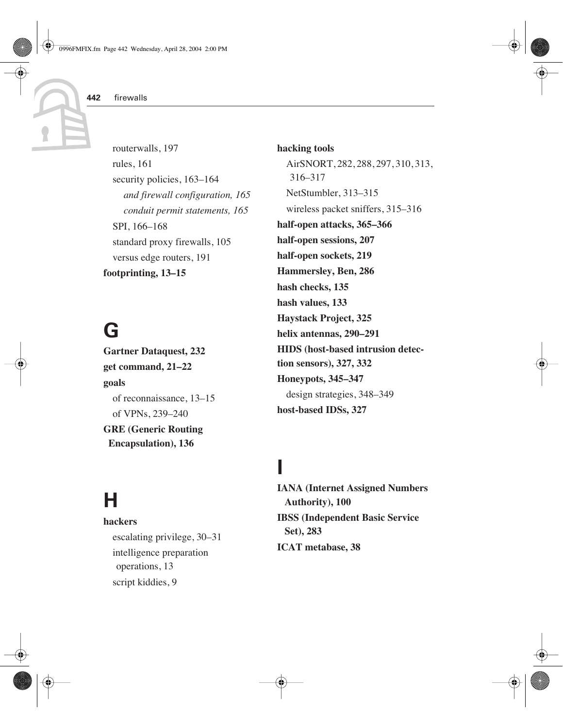routerwalls, 197
rules, 161
security policies, 163–164
*and firewall configuration, 165*
*conduit permit statements, 165*
SPI, 166–168
standard proxy firewalls, 105
versus edge routers, 191

**footprinting, 13–15**

## G

**Gartner Dataquest, 232**

**get command, 21–22**

**goals**
of reconnaissance, 13–15
of VPNs, 239–240

**GRE (Generic Routing Encapsulation), 136**

## H

**hackers**
escalating privilege, 30–31
intelligence preparation operations, 13
script kiddies, 9

**hacking tools**
AirSNORT, 282, 288, 297, 310, 313, 316–317
NetStumbler, 313–315
wireless packet sniffers, 315–316

**half-open attacks, 365–366**

**half-open sessions, 207**

**half-open sockets, 219**

**Hammersley, Ben, 286**

**hash checks, 135**

**hash values, 133**

**Haystack Project, 325**

**helix antennas, 290–291**

**HIDS (host-based intrusion detection sensors), 327, 332**

**Honeypots, 345–347**
design strategies, 348–349

**host-based IDSs, 327**

## I

**IANA (Internet Assigned Numbers Authority), 100**

**IBSS (Independent Basic Service Set), 283**

**ICAT metabase, 38**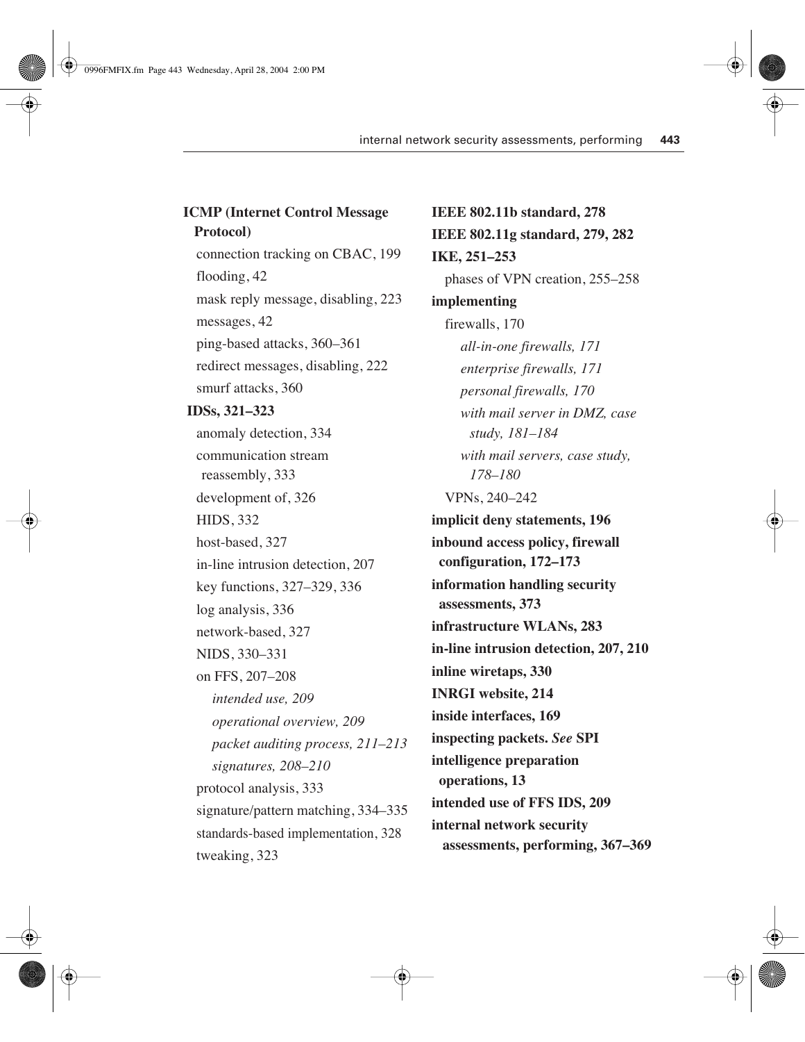**ICMP (Internet Control Message Protocol)**

- connection tracking on CBAC, 199
- flooding, 42
- mask reply message, disabling, 223
- messages, 42
- ping-based attacks, 360–361
- redirect messages, disabling, 222
- smurf attacks, 360

**IDSs, 321–323**

- anomaly detection, 334
- communication stream reassembly, 333
- development of, 326
- HIDS, 332
- host-based, 327
- in-line intrusion detection, 207
- key functions, 327–329, 336
- log analysis, 336
- network-based, 327
- NIDS, 330–331
- on FFS, 207–208
  - *intended use, 209*
  - *operational overview, 209*
  - *packet auditing process, 211–213*
  - *signatures, 208–210*
- protocol analysis, 333
- signature/pattern matching, 334–335
- standards-based implementation, 328
- tweaking, 323

**IEEE 802.11b standard, 278**

**IEEE 802.11g standard, 279, 282**

**IKE, 251–253**

- phases of VPN creation, 255–258

**implementing**

- firewalls, 170
  - *all-in-one firewalls, 171*
  - *enterprise firewalls, 171*
  - *personal firewalls, 170*
  - *with mail server in DMZ, case study, 181–184*
  - *with mail servers, case study, 178–180*
- VPNs, 240–242

**implicit deny statements, 196**

**inbound access policy, firewall configuration, 172–173**

**information handling security assessments, 373**

**infrastructure WLANs, 283**

**in-line intrusion detection, 207, 210**

**inline wiretaps, 330**

**INRGI website, 214**

**inside interfaces, 169**

**inspecting packets. *See* SPI**

**intelligence preparation operations, 13**

**intended use of FFS IDS, 209**

**internal network security assessments, performing, 367–369**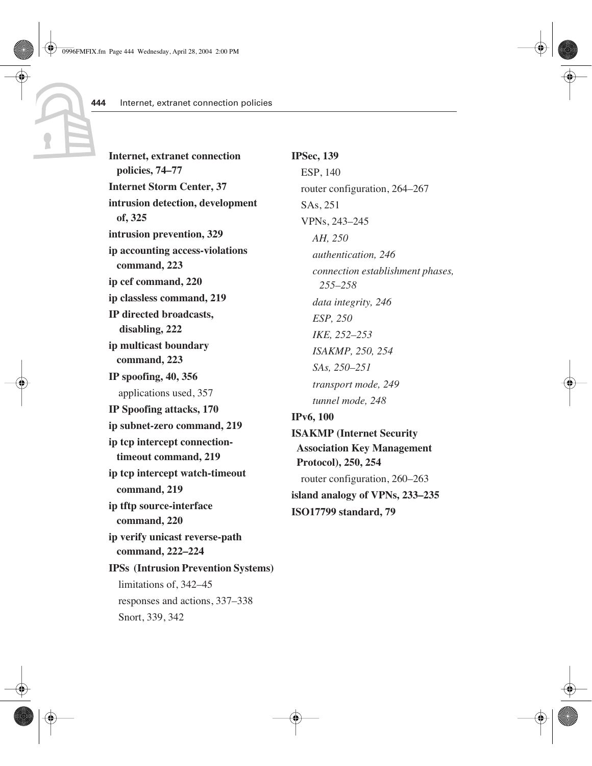**Internet, extranet connection policies, 74–77**

**Internet Storm Center, 37**

**intrusion detection, development of, 325**

**intrusion prevention, 329**

**ip accounting access-violations command, 223**

**ip cef command, 220**

**ip classless command, 219**

**IP directed broadcasts, disabling, 222**

**ip multicast boundary command, 223**

**IP spoofing, 40, 356**

- applications used, 357

**IP Spoofing attacks, 170**

**ip subnet-zero command, 219**

**ip tcp intercept connection-timeout command, 219**

**ip tcp intercept watch-timeout command, 219**

**ip tftp source-interface command, 220**

**ip verify unicast reverse-path command, 222–224**

**IPSs (Intrusion Prevention Systems)**

- limitations of, 342–45
- responses and actions, 337–338
- Snort, 339, 342

**IPSec, 139**

- ESP, 140
- router configuration, 264–267
- SAs, 251
- VPNs, 243–245
  - *AH, 250*
  - *authentication, 246*
  - *connection establishment phases, 255–258*
  - *data integrity, 246*
  - *ESP, 250*
  - *IKE, 252–253*
  - *ISAKMP, 250, 254*
  - *SAs, 250–251*
  - *transport mode, 249*
  - *tunnel mode, 248*

**IPv6, 100**

**ISAKMP (Internet Security Association Key Management Protocol), 250, 254**

- router configuration, 260–263

**island analogy of VPNs, 233–235**

**ISO17799 standard, 79**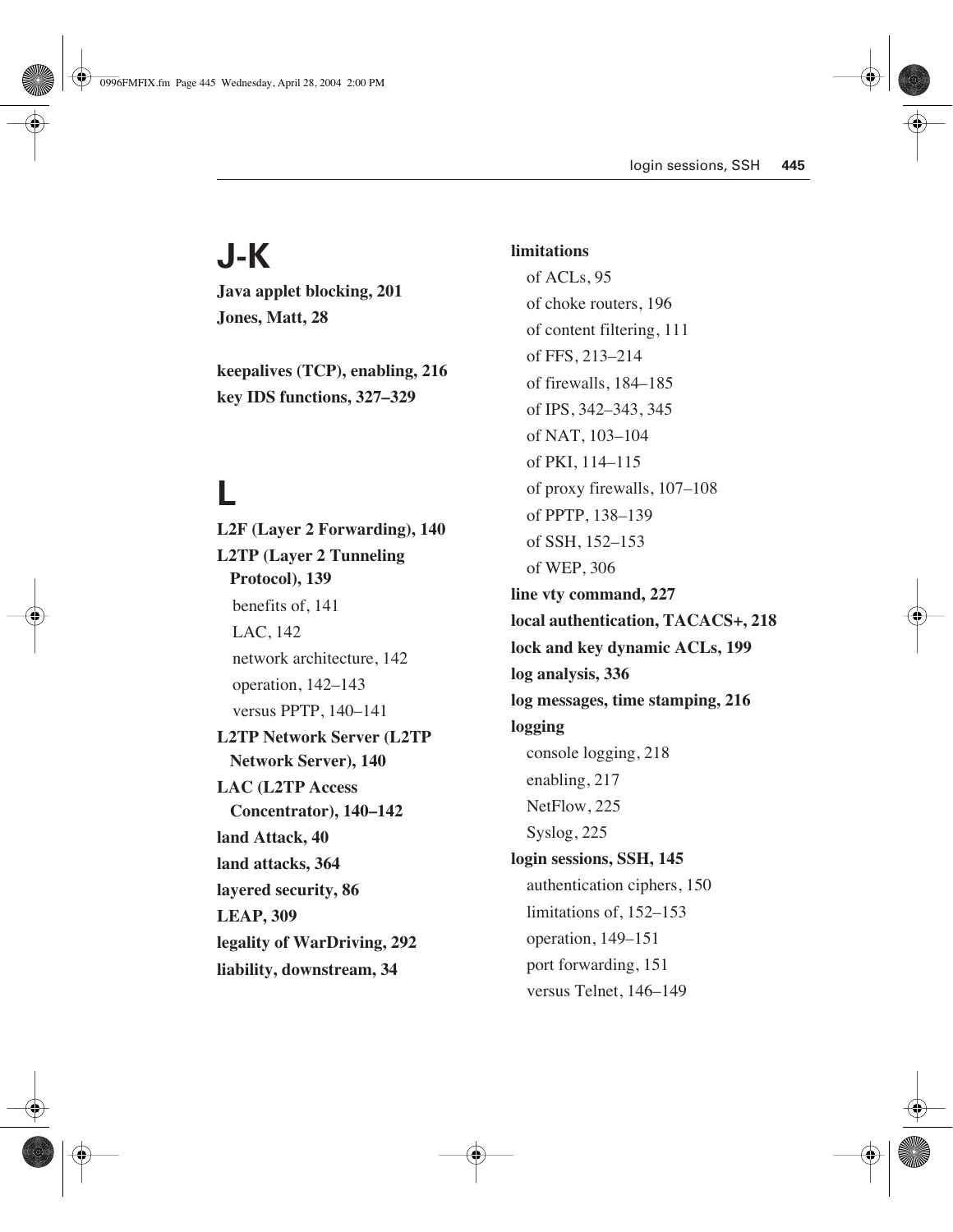## J-K

**Java applet blocking, 201**
**Jones, Matt, 28**

**keepalives (TCP), enabling, 216**
**key IDS functions, 327–329**

## L

**L2F (Layer 2 Forwarding), 140**
**L2TP (Layer 2 Tunneling Protocol), 139**
- benefits of, 141
- LAC, 142
- network architecture, 142
- operation, 142–143
- versus PPTP, 140–141

**L2TP Network Server (L2TP Network Server), 140**
**LAC (L2TP Access Concentrator), 140–142**
**land Attack, 40**
**land attacks, 364**
**layered security, 86**
**LEAP, 309**
**legality of WarDriving, 292**
**liability, downstream, 34**
**limitations**
- of ACLs, 95
- of choke routers, 196
- of content filtering, 111
- of FFS, 213–214
- of firewalls, 184–185
- of IPS, 342–343, 345
- of NAT, 103–104
- of PKI, 114–115
- of proxy firewalls, 107–108
- of PPTP, 138–139
- of SSH, 152–153
- of WEP, 306

**line vty command, 227**
**local authentication, TACACS+, 218**
**lock and key dynamic ACLs, 199**
**log analysis, 336**
**log messages, time stamping, 216**
**logging**
- console logging, 218
- enabling, 217
- NetFlow, 225
- Syslog, 225

**login sessions, SSH, 145**
- authentication ciphers, 150
- limitations of, 152–153
- operation, 149–151
- port forwarding, 151
- versus Telnet, 146–149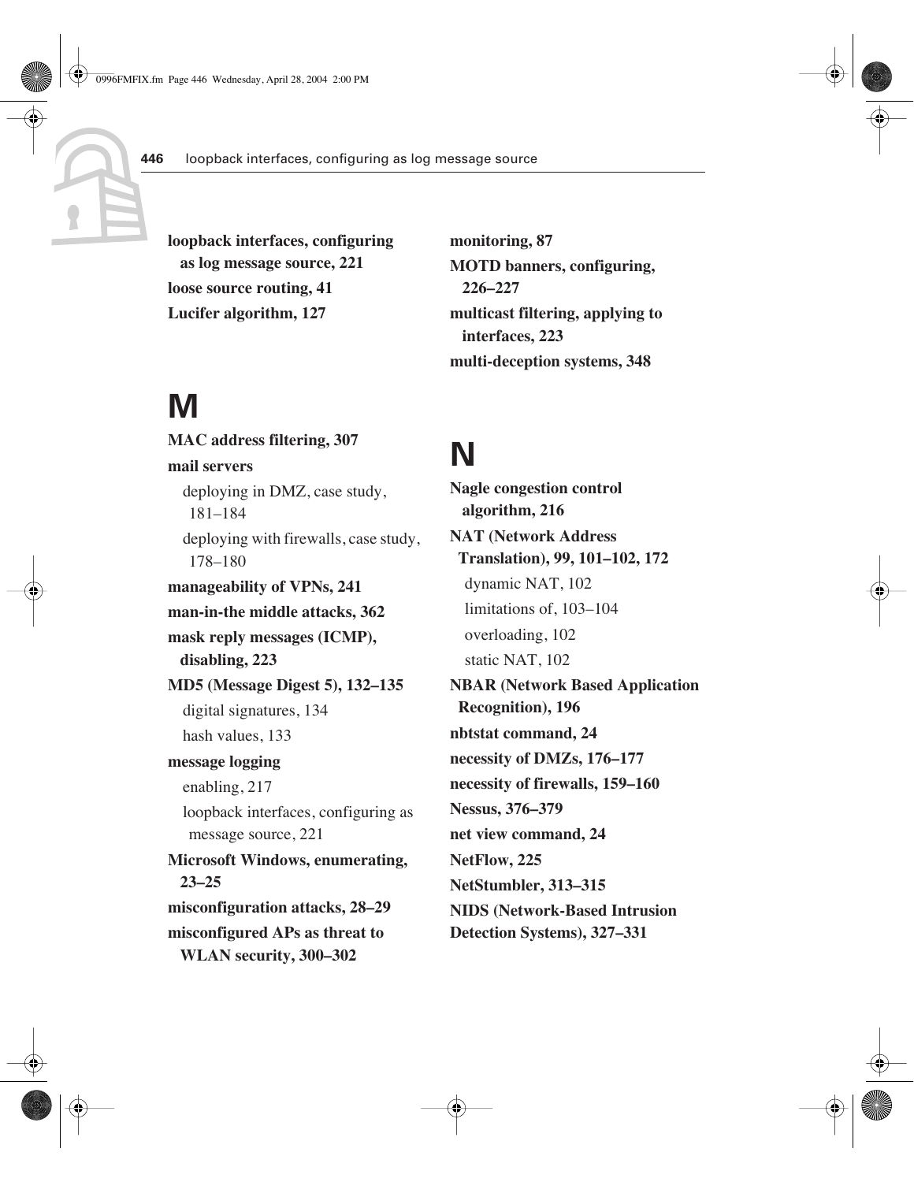**loopback interfaces, configuring as log message source, 221**
**loose source routing, 41**
**Lucifer algorithm, 127**

# M

**MAC address filtering, 307**
**mail servers**
  deploying in DMZ, case study, 181–184
  deploying with firewalls, case study, 178–180
**manageability of VPNs, 241**
**man-in-the middle attacks, 362**
**mask reply messages (ICMP), disabling, 223**
**MD5 (Message Digest 5), 132–135**
  digital signatures, 134
  hash values, 133
**message logging**
  enabling, 217
  loopback interfaces, configuring as message source, 221
**Microsoft Windows, enumerating, 23–25**
**misconfiguration attacks, 28–29**
**misconfigured APs as threat to WLAN security, 300–302**
**monitoring, 87**
**MOTD banners, configuring, 226–227**
**multicast filtering, applying to interfaces, 223**
**multi-deception systems, 348**

# N

**Nagle congestion control algorithm, 216**
**NAT (Network Address Translation), 99, 101–102, 172**
  dynamic NAT, 102
  limitations of, 103–104
  overloading, 102
  static NAT, 102
**NBAR (Network Based Application Recognition), 196**
**nbtstat command, 24**
**necessity of DMZs, 176–177**
**necessity of firewalls, 159–160**
**Nessus, 376–379**
**net view command, 24**
**NetFlow, 225**
**NetStumbler, 313–315**
**NIDS (Network-Based Intrusion Detection Systems), 327–331**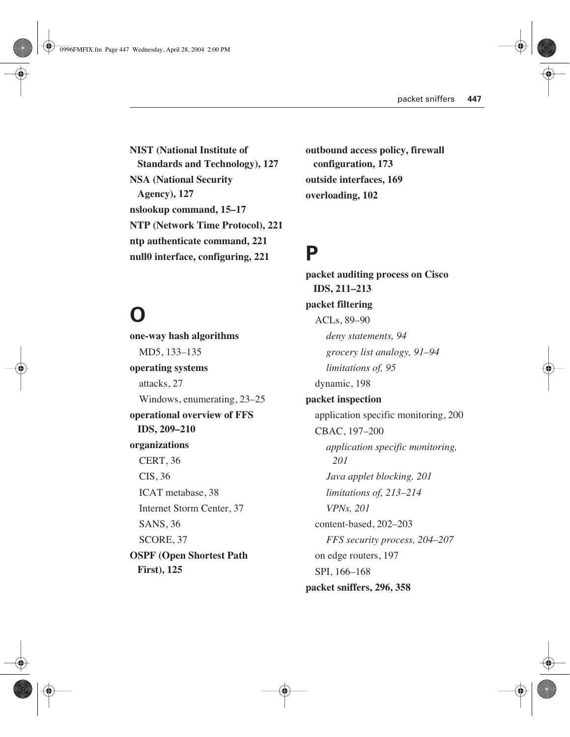**NIST (National Institute of Standards and Technology), 127**
**NSA (National Security Agency), 127**
**nslookup command, 15–17**
**NTP (Network Time Protocol), 221**
**ntp authenticate command, 221**
**null0 interface, configuring, 221**

# O

**one-way hash algorithms**
- MD5, 133–135

**operating systems**
- attacks, 27
- Windows, enumerating, 23–25

**operational overview of FFS IDS, 209–210**
**organizations**
- CERT, 36
- CIS, 36
- ICAT metabase, 38
- Internet Storm Center, 37
- SANS, 36
- SCORE, 37

**OSPF (Open Shortest Path First), 125**
**outbound access policy, firewall configuration, 173**
**outside interfaces, 169**
**overloading, 102**

# P

**packet auditing process on Cisco IDS, 211–213**
**packet filtering**
- ACLs, 89–90
  - *deny statements, 94*
  - *grocery list analogy, 91–94*
  - *limitations of, 95*
- dynamic, 198

**packet inspection**
- application specific monitoring, 200
- CBAC, 197–200
  - *application specific monitoring, 201*
  - *Java applet blocking, 201*
  - *limitations of, 213–214*
  - *VPNs, 201*
- content-based, 202–203
  - *FFS security process, 204–207*
- on edge routers, 197
- SPI, 166–168

**packet sniffers, 296, 358**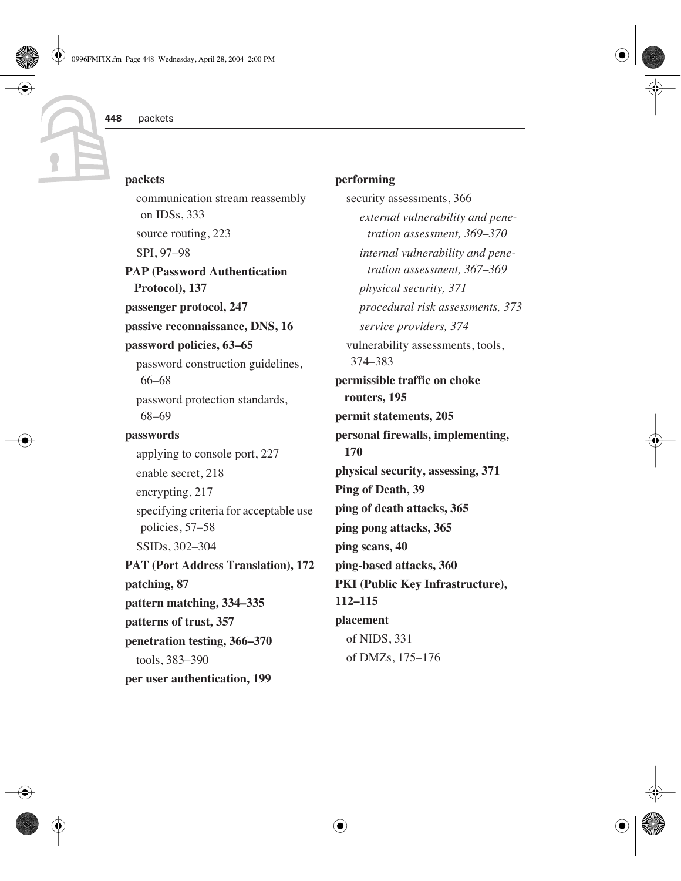**packets**

- communication stream reassembly on IDSs, 333
- source routing, 223
- SPI, 97–98

**PAP (Password Authentication Protocol), 137**

**passenger protocol, 247**

**passive reconnaissance, DNS, 16**

**password policies, 63–65**

- password construction guidelines, 66–68
- password protection standards, 68–69

**passwords**

- applying to console port, 227
- enable secret, 218
- encrypting, 217
- specifying criteria for acceptable use policies, 57–58
- SSIDs, 302–304

**PAT (Port Address Translation), 172**

**patching, 87**

**pattern matching, 334–335**

**patterns of trust, 357**

**penetration testing, 366–370**

- tools, 383–390

**per user authentication, 199**

**performing**

- security assessments, 366
  - *external vulnerability and penetration assessment, 369–370*
  - *internal vulnerability and penetration assessment, 367–369*
  - *physical security, 371*
  - *procedural risk assessments, 373*
  - *service providers, 374*
- vulnerability assessments, tools, 374–383

**permissible traffic on choke routers, 195**

**permit statements, 205**

**personal firewalls, implementing, 170**

**physical security, assessing, 371**

**Ping of Death, 39**

**ping of death attacks, 365**

**ping pong attacks, 365**

**ping scans, 40**

**ping-based attacks, 360**

**PKI (Public Key Infrastructure), 112–115**

**placement**

- of NIDS, 331
- of DMZs, 175–176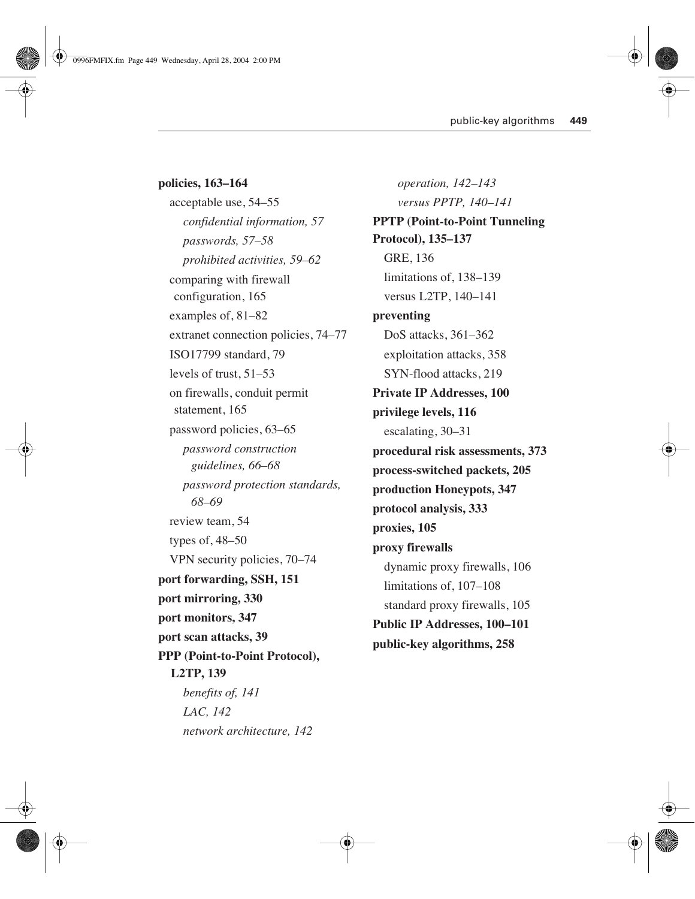**policies, 163–164**

- acceptable use, 54–55
  - *confidential information, 57*
  - *passwords, 57–58*
  - *prohibited activities, 59–62*
- comparing with firewall configuration, 165
- examples of, 81–82
- extranet connection policies, 74–77
- ISO17799 standard, 79
- levels of trust, 51–53
- on firewalls, conduit permit statement, 165
- password policies, 63–65
  - *password construction guidelines, 66–68*
  - *password protection standards, 68–69*
- review team, 54
- types of, 48–50
- VPN security policies, 70–74

**port forwarding, SSH, 151**

**port mirroring, 330**

**port monitors, 347**

**port scan attacks, 39**

**PPP (Point-to-Point Protocol), L2TP, 139**

- *benefits of, 141*
- *LAC, 142*
- *network architecture, 142*
- *operation, 142–143*
- *versus PPTP, 140–141*

**PPTP (Point-to-Point Tunneling Protocol), 135–137**

- GRE, 136
- limitations of, 138–139
- versus L2TP, 140–141

**preventing**

- DoS attacks, 361–362
- exploitation attacks, 358
- SYN-flood attacks, 219

**Private IP Addresses, 100**

**privilege levels, 116**

- escalating, 30–31

**procedural risk assessments, 373**

**process-switched packets, 205**

**production Honeypots, 347**

**protocol analysis, 333**

**proxies, 105**

**proxy firewalls**

- dynamic proxy firewalls, 106
- limitations of, 107–108
- standard proxy firewalls, 105

**Public IP Addresses, 100–101**

**public-key algorithms, 258**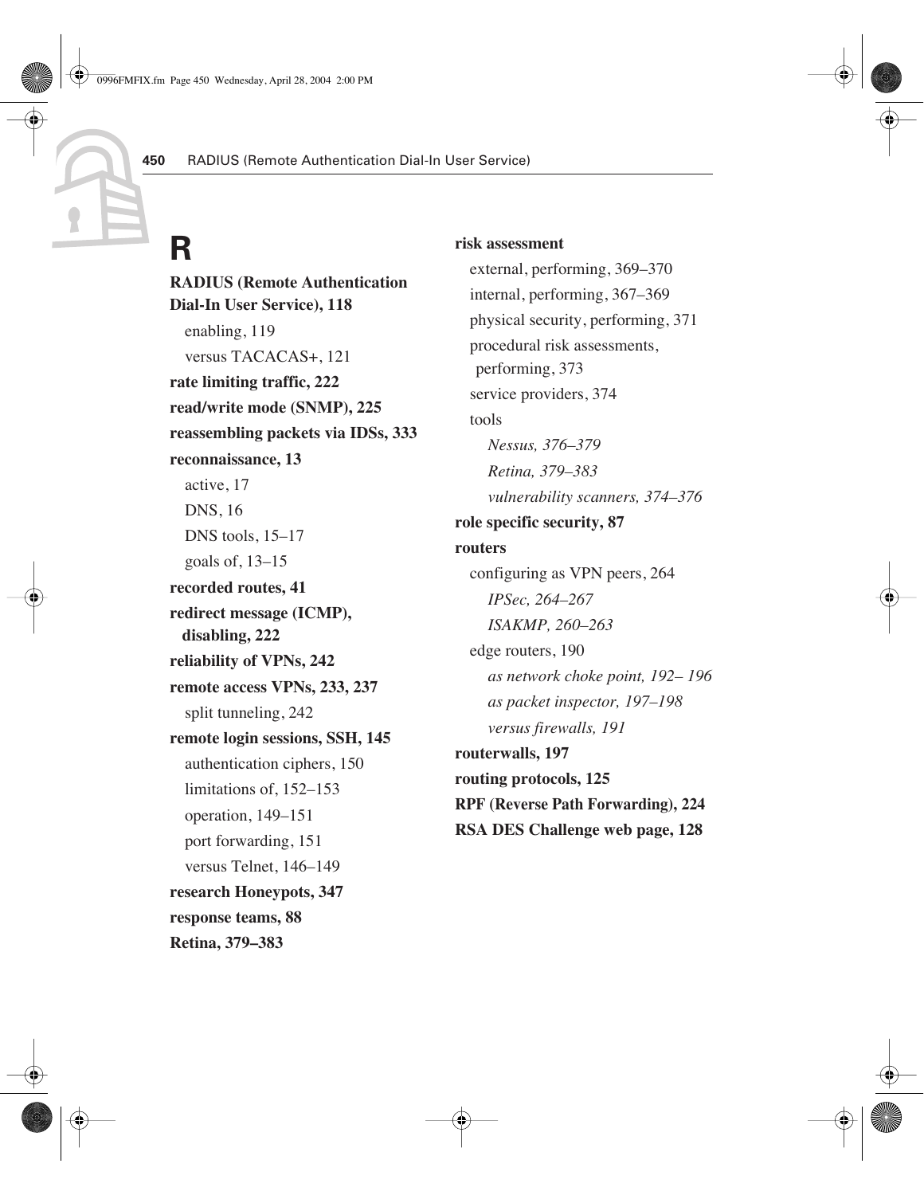# R

**RADIUS (Remote Authentication Dial-In User Service), 118**
- enabling, 119
- versus TACACAS+, 121

**rate limiting traffic, 222**

**read/write mode (SNMP), 225**

**reassembling packets via IDSs, 333**

**reconnaissance, 13**
- active, 17
- DNS, 16
- DNS tools, 15–17
- goals of, 13–15

**recorded routes, 41**

**redirect message (ICMP), disabling, 222**

**reliability of VPNs, 242**

**remote access VPNs, 233, 237**
- split tunneling, 242

**remote login sessions, SSH, 145**
- authentication ciphers, 150
- limitations of, 152–153
- operation, 149–151
- port forwarding, 151
- versus Telnet, 146–149

**research Honeypots, 347**

**response teams, 88**

**Retina, 379–383**

**risk assessment**
- external, performing, 369–370
- internal, performing, 367–369
- physical security, performing, 371
- procedural risk assessments, performing, 373
- service providers, 374
- tools
  - *Nessus, 376–379*
  - *Retina, 379–383*
  - *vulnerability scanners, 374–376*

**role specific security, 87**

**routers**
- configuring as VPN peers, 264
  - *IPSec, 264–267*
  - *ISAKMP, 260–263*
- edge routers, 190
  - *as network choke point, 192– 196*
  - *as packet inspector, 197–198*
  - *versus firewalls, 191*

**routerwalls, 197**

**routing protocols, 125**

**RPF (Reverse Path Forwarding), 224**

**RSA DES Challenge web page, 128**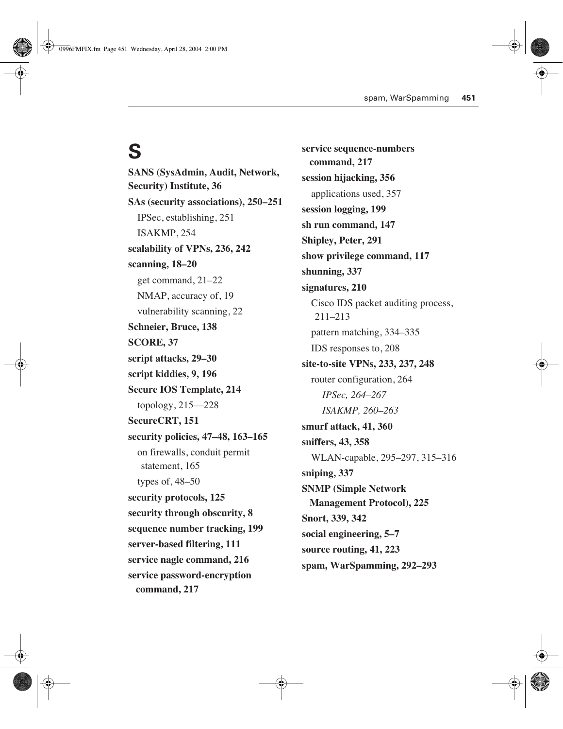# S

**SANS (SysAdmin, Audit, Network, Security) Institute, 36**

**SAs (security associations), 250–251**

- IPSec, establishing, 251
- ISAKMP, 254

**scalability of VPNs, 236, 242**

**scanning, 18–20**

- get command, 21–22
- NMAP, accuracy of, 19
- vulnerability scanning, 22

**Schneier, Bruce, 138**

**SCORE, 37**

**script attacks, 29–30**

**script kiddies, 9, 196**

**Secure IOS Template, 214**

- topology, 215—228

**SecureCRT, 151**

**security policies, 47–48, 163–165**

- on firewalls, conduit permit statement, 165
- types of, 48–50

**security protocols, 125**

**security through obscurity, 8**

**sequence number tracking, 199**

**server-based filtering, 111**

**service nagle command, 216**

**service password-encryption command, 217**

**service sequence-numbers command, 217**

**session hijacking, 356**

- applications used, 357

**session logging, 199**

**sh run command, 147**

**Shipley, Peter, 291**

**show privilege command, 117**

**shunning, 337**

**signatures, 210**

- Cisco IDS packet auditing process, 211–213
- pattern matching, 334–335
- IDS responses to, 208

**site-to-site VPNs, 233, 237, 248**

- router configuration, 264
  - *IPSec, 264–267*
  - *ISAKMP, 260–263*

**smurf attack, 41, 360**

**sniffers, 43, 358**

- WLAN-capable, 295–297, 315–316

**sniping, 337**

**SNMP (Simple Network Management Protocol), 225**

**Snort, 339, 342**

**social engineering, 5–7**

**source routing, 41, 223**

**spam, WarSpamming, 292–293**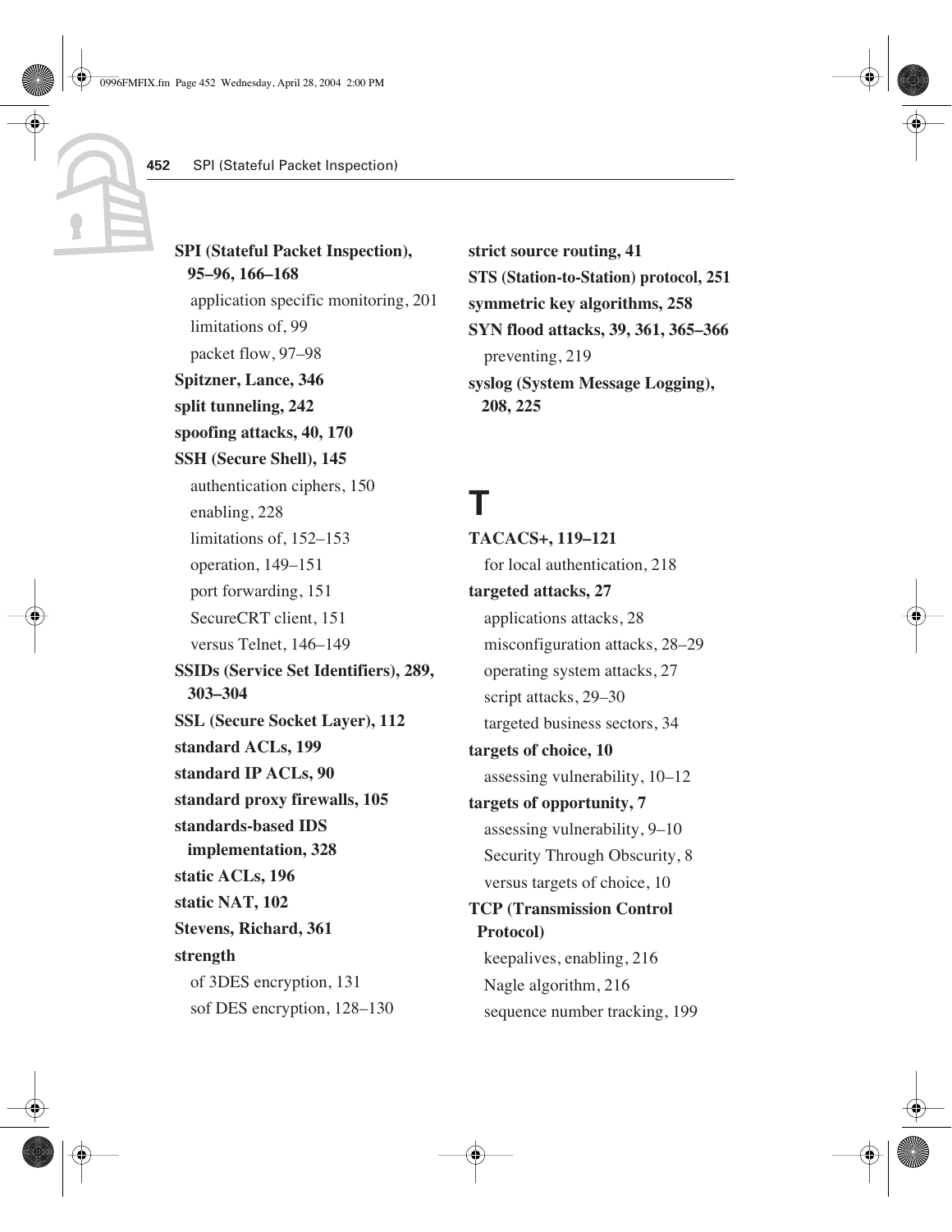**SPI (Stateful Packet Inspection), 95–96, 166–168**
- application specific monitoring, 201
- limitations of, 99
- packet flow, 97–98

**Spitzner, Lance, 346**

**split tunneling, 242**

**spoofing attacks, 40, 170**

**SSH (Secure Shell), 145**
- authentication ciphers, 150
- enabling, 228
- limitations of, 152–153
- operation, 149–151
- port forwarding, 151
- SecureCRT client, 151
- versus Telnet, 146–149

**SSIDs (Service Set Identifiers), 289, 303–304**

**SSL (Secure Socket Layer), 112**

**standard ACLs, 199**

**standard IP ACLs, 90**

**standard proxy firewalls, 105**

**standards-based IDS implementation, 328**

**static ACLs, 196**

**static NAT, 102**

**Stevens, Richard, 361**

**strength**
- of 3DES encryption, 131
- sof DES encryption, 128–130

**strict source routing, 41**

**STS (Station-to-Station) protocol, 251**

**symmetric key algorithms, 258**

**SYN flood attacks, 39, 361, 365–366**
- preventing, 219

**syslog (System Message Logging), 208, 225**

# T

**TACACS+, 119–121**
- for local authentication, 218

**targeted attacks, 27**
- applications attacks, 28
- misconfiguration attacks, 28–29
- operating system attacks, 27
- script attacks, 29–30
- targeted business sectors, 34

**targets of choice, 10**
- assessing vulnerability, 10–12

**targets of opportunity, 7**
- assessing vulnerability, 9–10
- Security Through Obscurity, 8
- versus targets of choice, 10

**TCP (Transmission Control Protocol)**
- keepalives, enabling, 216
- Nagle algorithm, 216
- sequence number tracking, 199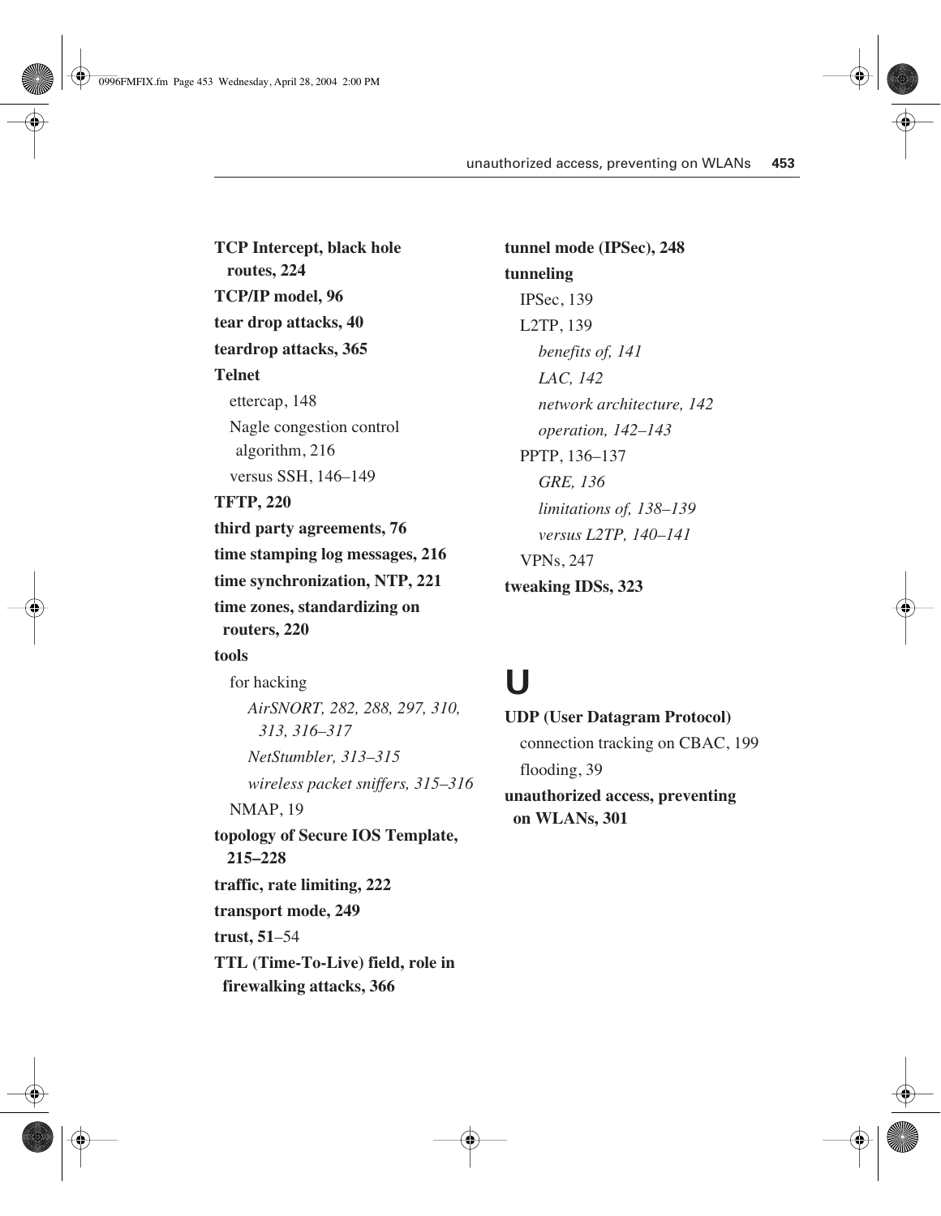**TCP Intercept, black hole routes, 224**

**TCP/IP model, 96**

**tear drop attacks, 40**

**teardrop attacks, 365**

**Telnet**

- ettercap, 148
- Nagle congestion control algorithm, 216
- versus SSH, 146–149

**TFTP, 220**

**third party agreements, 76**

**time stamping log messages, 216**

**time synchronization, NTP, 221**

**time zones, standardizing on routers, 220**

**tools**

- for hacking
  - *AirSNORT, 282, 288, 297, 310, 313, 316–317*
  - *NetStumbler, 313–315*
  - *wireless packet sniffers, 315–316*
- NMAP, 19

**topology of Secure IOS Template, 215–228**

**traffic, rate limiting, 222**

**transport mode, 249**

**trust, 51**–54

**TTL (Time-To-Live) field, role in firewalking attacks, 366**

**tunnel mode (IPSec), 248**

**tunneling**

- IPSec, 139
- L2TP, 139
  - *benefits of, 141*
  - *LAC, 142*
  - *network architecture, 142*
  - *operation, 142–143*
- PPTP, 136–137
  - *GRE, 136*
  - *limitations of, 138–139*
  - *versus L2TP, 140–141*
- VPNs, 247

**tweaking IDSs, 323**

# U

**UDP (User Datagram Protocol)**

- connection tracking on CBAC, 199
- flooding, 39

**unauthorized access, preventing on WLANs, 301**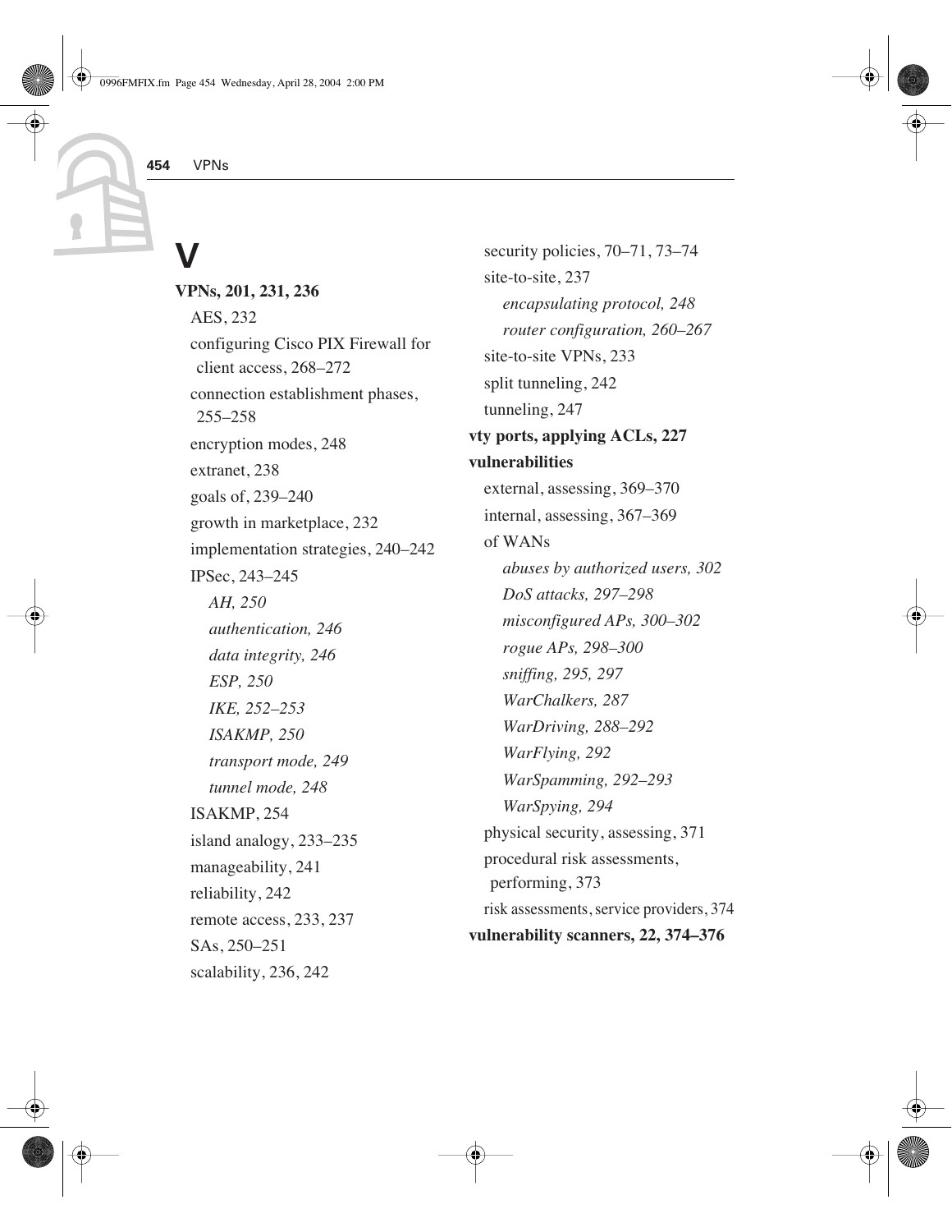# V

**VPNs, 201, 231, 236**

- AES, 232
- configuring Cisco PIX Firewall for client access, 268–272
- connection establishment phases, 255–258
- encryption modes, 248
- extranet, 238
- goals of, 239–240
- growth in marketplace, 232
- implementation strategies, 240–242
- IPSec, 243–245
  - *AH, 250*
  - *authentication, 246*
  - *data integrity, 246*
  - *ESP, 250*
  - *IKE, 252–253*
  - *ISAKMP, 250*
  - *transport mode, 249*
  - *tunnel mode, 248*
- ISAKMP, 254
- island analogy, 233–235
- manageability, 241
- reliability, 242
- remote access, 233, 237
- SAs, 250–251
- scalability, 236, 242
- security policies, 70–71, 73–74
- site-to-site, 237
  - *encapsulating protocol, 248*
  - *router configuration, 260–267*
- site-to-site VPNs, 233
- split tunneling, 242
- tunneling, 247

**vty ports, applying ACLs, 227**

**vulnerabilities**

- external, assessing, 369–370
- internal, assessing, 367–369
- of WANs
  - *abuses by authorized users, 302*
  - *DoS attacks, 297–298*
  - *misconfigured APs, 300–302*
  - *rogue APs, 298–300*
  - *sniffing, 295, 297*
  - *WarChalkers, 287*
  - *WarDriving, 288–292*
  - *WarFlying, 292*
  - *WarSpamming, 292–293*
  - *WarSpying, 294*
- physical security, assessing, 371
- procedural risk assessments, performing, 373
- risk assessments, service providers, 374

**vulnerability scanners, 22, 374–376**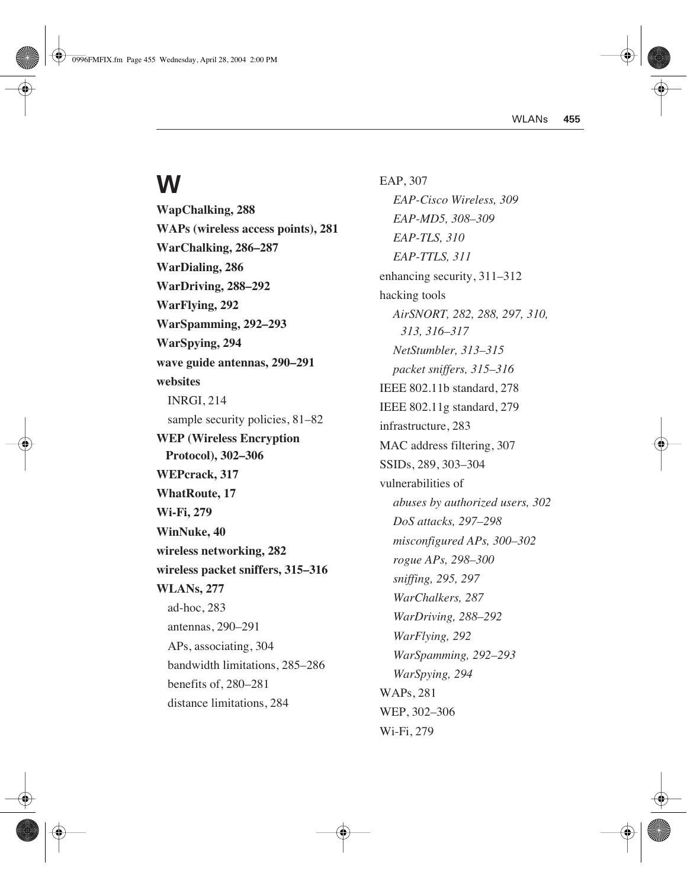# W

**WapChalking, 288**

**WAPs (wireless access points), 281**

**WarChalking, 286–287**

**WarDialing, 286**

**WarDriving, 288–292**

**WarFlying, 292**

**WarSpamming, 292–293**

**WarSpying, 294**

**wave guide antennas, 290–291**

**websites**

- INRGI, 214
- sample security policies, 81–82

**WEP (Wireless Encryption Protocol), 302–306**

**WEPcrack, 317**

**WhatRoute, 17**

**Wi-Fi, 279**

**WinNuke, 40**

**wireless networking, 282**

**wireless packet sniffers, 315–316**

**WLANs, 277**

- ad-hoc, 283
- antennas, 290–291
- APs, associating, 304
- bandwidth limitations, 285–286
- benefits of, 280–281
- distance limitations, 284
- EAP, 307
  - *EAP-Cisco Wireless, 309*
  - *EAP-MD5, 308–309*
  - *EAP-TLS, 310*
  - *EAP-TTLS, 311*
- enhancing security, 311–312
- hacking tools
  - *AirSNORT, 282, 288, 297, 310, 313, 316–317*
  - *NetStumbler, 313–315*
  - *packet sniffers, 315–316*
- IEEE 802.11b standard, 278
- IEEE 802.11g standard, 279
- infrastructure, 283
- MAC address filtering, 307
- SSIDs, 289, 303–304
- vulnerabilities of
  - *abuses by authorized users, 302*
  - *DoS attacks, 297–298*
  - *misconfigured APs, 300–302*
  - *rogue APs, 298–300*
  - *sniffing, 295, 297*
  - *WarChalkers, 287*
  - *WarDriving, 288–292*
  - *WarFlying, 292*
  - *WarSpamming, 292–293*
  - *WarSpying, 294*
- WAPs, 281
- WEP, 302–306
- Wi-Fi, 279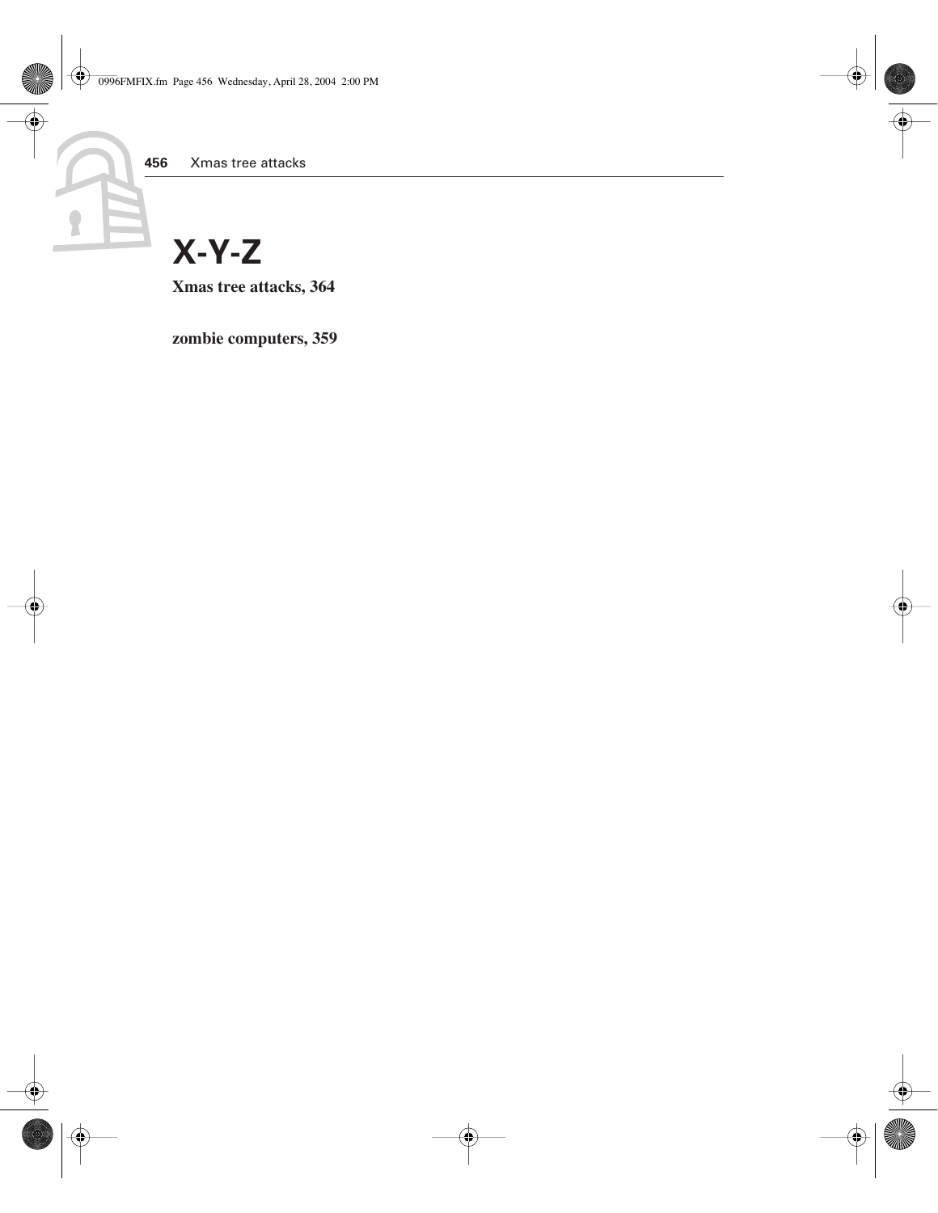# X-Y-Z

**Xmas tree attacks, 364**

**zombie computers, 359**